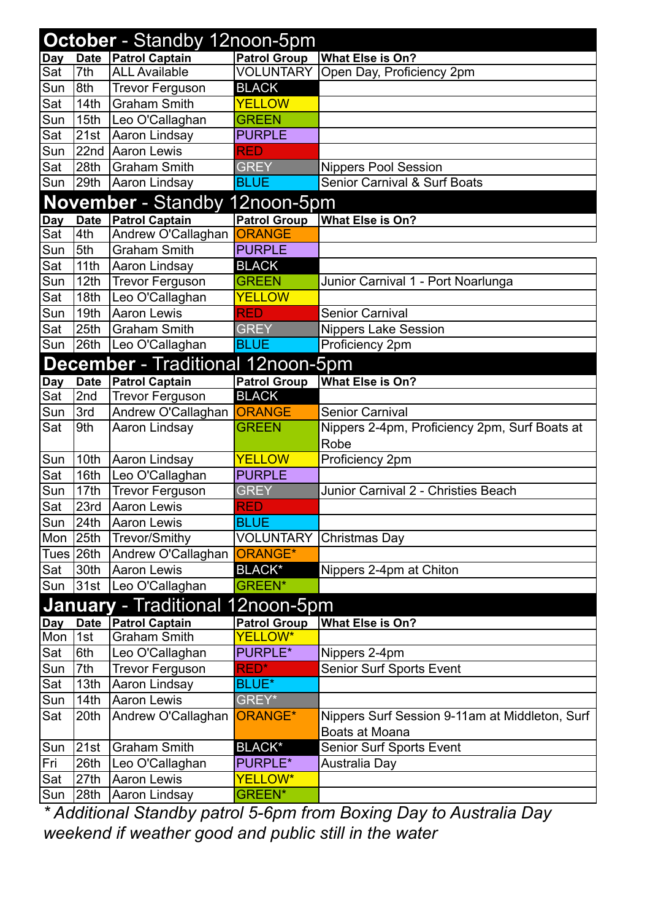## October - Standby 12noon-5pm

| Day | Date | Patrol Captain | Patrol Group | What Else is On? |
|---|---|---|---|---|
| Sat | 7th | ALL Available | VOLUNTARY | Open Day, Proficiency 2pm |
| Sun | 8th | Trevor Ferguson | BLACK | |
| Sat | 14th | Graham Smith | YELLOW | |
| Sun | 15th | Leo O'Callaghan | GREEN | |
| Sat | 21st | Aaron Lindsay | PURPLE | |
| Sun | 22nd | Aaron Lewis | RED | |
| Sat | 28th | Graham Smith | GREY | Nippers Pool Session |
| Sun | 29th | Aaron Lindsay | BLUE | Senior Carnival & Surf Boats |

## November - Standby 12noon-5pm

| Day | Date | Patrol Captain | Patrol Group | What Else is On? |
|---|---|---|---|---|
| Sat | 4th | Andrew O'Callaghan | ORANGE | |
| Sun | 5th | Graham Smith | PURPLE | |
| Sat | 11th | Aaron Lindsay | BLACK | |
| Sun | 12th | Trevor Ferguson | GREEN | Junior Carnival 1 - Port Noarlunga |
| Sat | 18th | Leo O'Callaghan | YELLOW | |
| Sun | 19th | Aaron Lewis | RED | Senior Carnival |
| Sat | 25th | Graham Smith | GREY | Nippers Lake Session |
| Sun | 26th | Leo O'Callaghan | BLUE | Proficiency 2pm |

## December - Traditional 12noon-5pm

| Day | Date | Patrol Captain | Patrol Group | What Else is On? |
|---|---|---|---|---|
| Sat | 2nd | Trevor Ferguson | BLACK | |
| Sun | 3rd | Andrew O'Callaghan | ORANGE | Senior Carnival |
| Sat | 9th | Aaron Lindsay | GREEN | Nippers 2-4pm, Proficiency 2pm, Surf Boats at Robe |
| Sun | 10th | Aaron Lindsay | YELLOW | Proficiency 2pm |
| Sat | 16th | Leo O'Callaghan | PURPLE | |
| Sun | 17th | Trevor Ferguson | GREY | Junior Carnival 2 - Christies Beach |
| Sat | 23rd | Aaron Lewis | RED | |
| Sun | 24th | Aaron Lewis | BLUE | |
| Mon | 25th | Trevor/Smithy | VOLUNTARY | Christmas Day |
| Tues | 26th | Andrew O'Callaghan | ORANGE* | |
| Sat | 30th | Aaron Lewis | BLACK* | Nippers 2-4pm at Chiton |
| Sun | 31st | Leo O'Callaghan | GREEN* | |

## January - Traditional 12noon-5pm

| Day | Date | Patrol Captain | Patrol Group | What Else is On? |
|---|---|---|---|---|
| Mon | 1st | Graham Smith | YELLOW* | |
| Sat | 6th | Leo O'Callaghan | PURPLE* | Nippers 2-4pm |
| Sun | 7th | Trevor Ferguson | RED* | Senior Surf Sports Event |
| Sat | 13th | Aaron Lindsay | BLUE* | |
| Sun | 14th | Aaron Lewis | GREY* | |
| Sat | 20th | Andrew O'Callaghan | ORANGE* | Nippers Surf Session 9-11am at Middleton, Surf Boats at Moana |
| Sun | 21st | Graham Smith | BLACK* | Senior Surf Sports Event |
| Fri | 26th | Leo O'Callaghan | PURPLE* | Australia Day |
| Sat | 27th | Aaron Lewis | YELLOW* | |
| Sun | 28th | Aaron Lindsay | GREEN* | |

*\* Additional Standby patrol 5-6pm from Boxing Day to Australia Day weekend if weather good and public still in the water*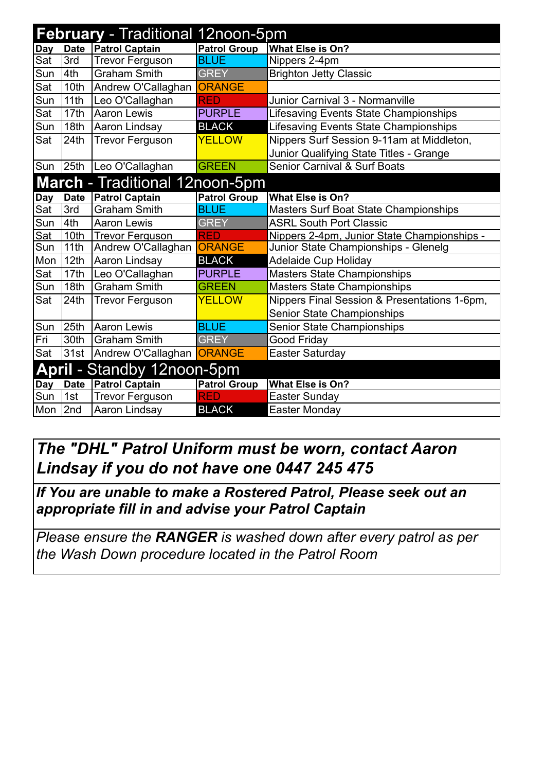## February - Traditional 12noon-5pm

| Day | Date | Patrol Captain | Patrol Group | What Else is On? |
|---|---|---|---|---|
| Sat | 3rd | Trevor Ferguson | BLUE | Nippers 2-4pm |
| Sun | 4th | Graham Smith | GREY | Brighton Jetty Classic |
| Sat | 10th | Andrew O'Callaghan | ORANGE | |
| Sun | 11th | Leo O'Callaghan | RED | Junior Carnival 3 - Normanville |
| Sat | 17th | Aaron Lewis | PURPLE | Lifesaving Events State Championships |
| Sun | 18th | Aaron Lindsay | BLACK | Lifesaving Events State Championships |
| Sat | 24th | Trevor Ferguson | YELLOW | Nippers Surf Session 9-11am at Middleton, Junior Qualifying State Titles - Grange |
| Sun | 25th | Leo O'Callaghan | GREEN | Senior Carnival & Surf Boats |

## March - Traditional 12noon-5pm

| Day | Date | Patrol Captain | Patrol Group | What Else is On? |
|---|---|---|---|---|
| Sat | 3rd | Graham Smith | BLUE | Masters Surf Boat State Championships |
| Sun | 4th | Aaron Lewis | GREY | ASRL South Port Classic |
| Sat | 10th | Trevor Ferguson | RED | Nippers 2-4pm, Junior State Championships - |
| Sun | 11th | Andrew O'Callaghan | ORANGE | Junior State Championships - Glenelg |
| Mon | 12th | Aaron Lindsay | BLACK | Adelaide Cup Holiday |
| Sat | 17th | Leo O'Callaghan | PURPLE | Masters State Championships |
| Sun | 18th | Graham Smith | GREEN | Masters State Championships |
| Sat | 24th | Trevor Ferguson | YELLOW | Nippers Final Session & Presentations 1-6pm, Senior State Championships |
| Sun | 25th | Aaron Lewis | BLUE | Senior State Championships |
| Fri | 30th | Graham Smith | GREY | Good Friday |
| Sat | 31st | Andrew O'Callaghan | ORANGE | Easter Saturday |

## April - Standby 12noon-5pm

| Day | Date | Patrol Captain | Patrol Group | What Else is On? |
|---|---|---|---|---|
| Sun | 1st | Trevor Ferguson | RED | Easter Sunday |
| Mon | 2nd | Aaron Lindsay | BLACK | Easter Monday |

***The "DHL" Patrol Uniform must be worn, contact Aaron Lindsay if you do not have one 0447 245 475***

***If You are unable to make a Rostered Patrol, Please seek out an appropriate fill in and advise your Patrol Captain***

*Please ensure the **RANGER** is washed down after every patrol as per the Wash Down procedure located in the Patrol Room*